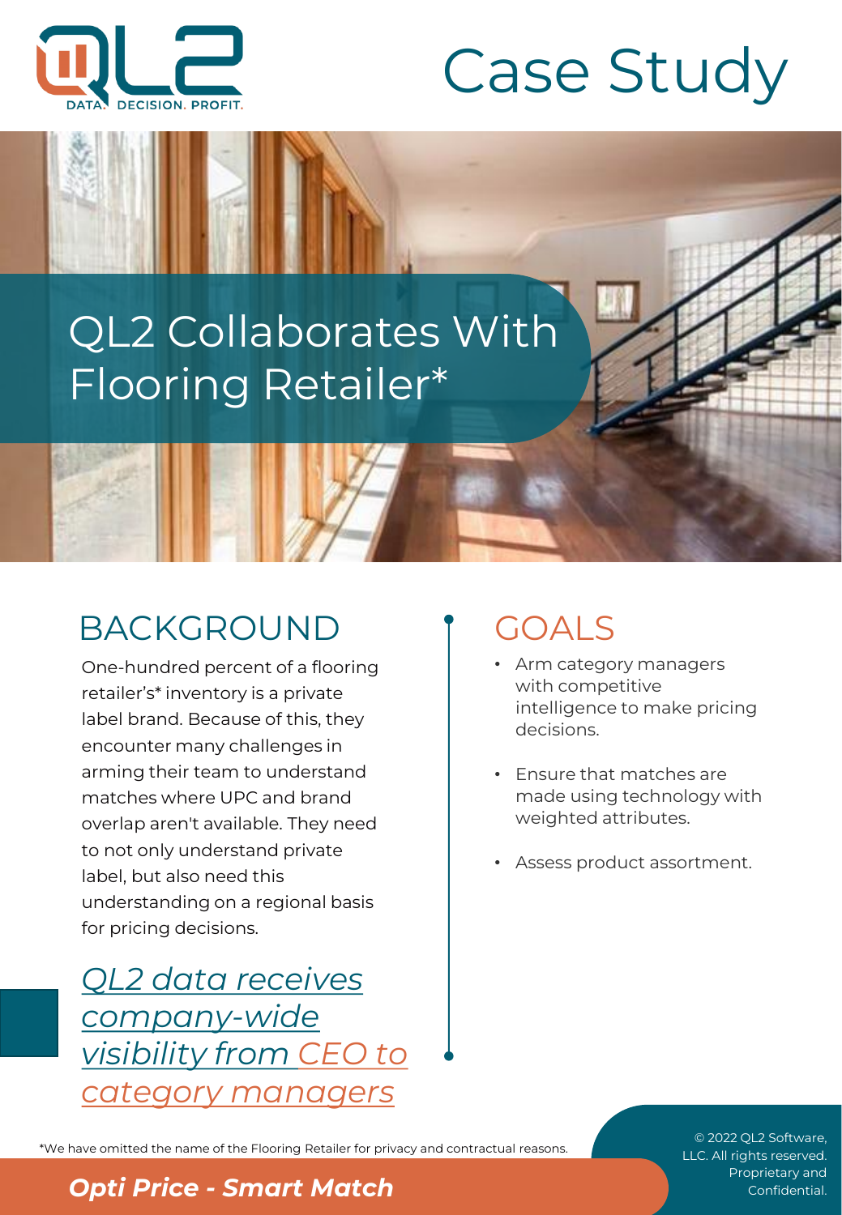DATA. DECISION. PROFIT.

# Case Study

## QL2 Collaborates With Flooring Retailer*

## BACKGROUND

One-hundred percent of a flooring retailer's* inventory is a private label brand. Because of this, they encounter many challenges in arming their team to understand matches where UPC and brand overlap aren't available. They need to not only understand private label, but also need this understanding on a regional basis for pricing decisions.

*QL2 data receives company-wide visibility from CEO to category managers*

## GOALS

- Arm category managers with competitive intelligence to make pricing decisions.
- Ensure that matches are made using technology with weighted attributes.
- Assess product assortment.

*We have omitted the name of the Flooring Retailer for privacy and contractual reasons.

***Opti Price - Smart Match***

© 2022 QL2 Software, LLC. All rights reserved. Proprietary and Confidential.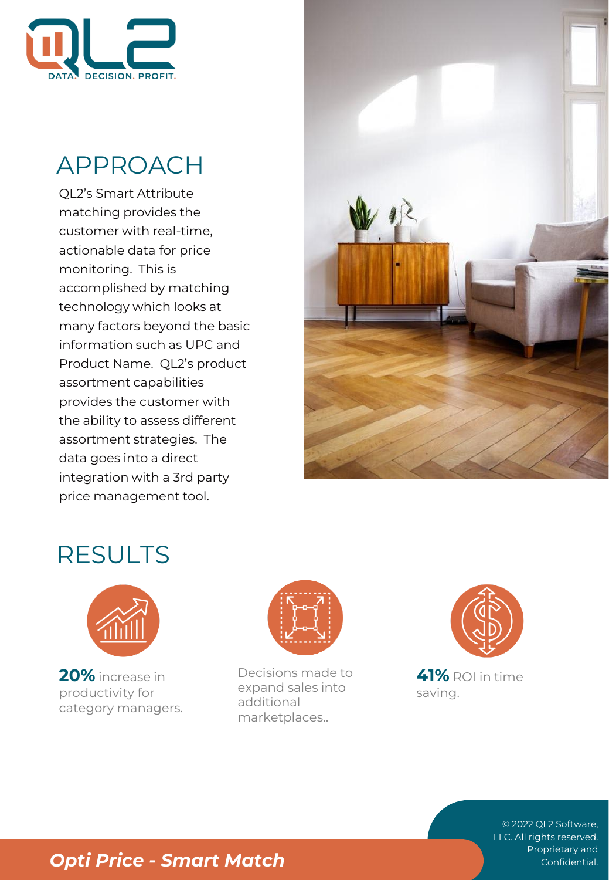QL2

DATA. DECISION. PROFIT.

## APPROACH

QL2's Smart Attribute matching provides the customer with real-time, actionable data for price monitoring. This is accomplished by matching technology which looks at many factors beyond the basic information such as UPC and Product Name. QL2's product assortment capabilities provides the customer with the ability to assess different assortment strategies. The data goes into a direct integration with a 3rd party price management tool.

## RESULTS

**20%** increase in productivity for category managers.

Decisions made to expand sales into additional marketplaces..

**41%** ROI in time saving.

*Opti Price - Smart Match*

© 2022 QL2 Software, LLC. All rights reserved. Proprietary and Confidential.